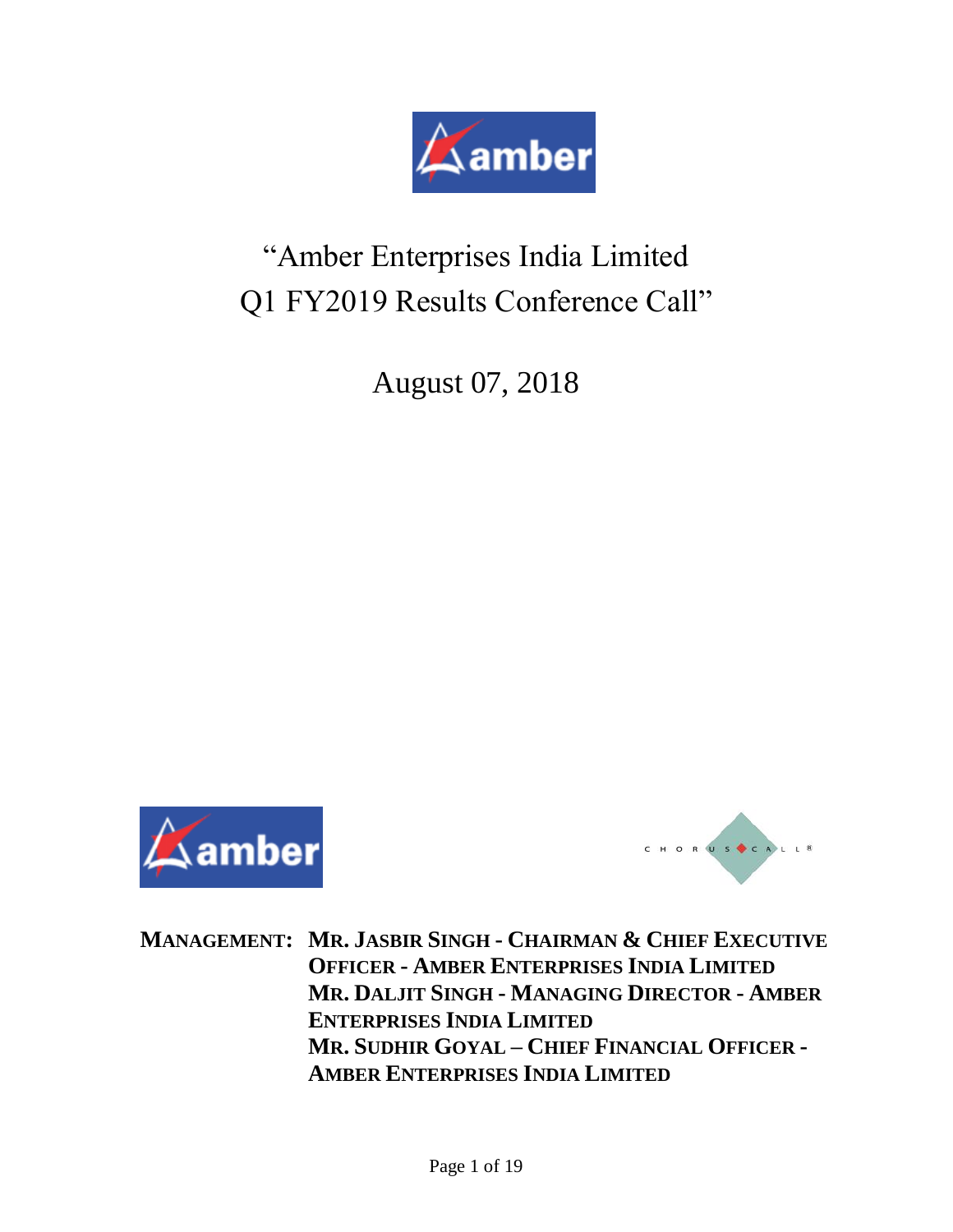# "Amber Enterprises India Limited Q1 FY2019 Results Conference Call"

## August 07, 2018

**MANAGEMENT:** **MR. JASBIR SINGH - CHAIRMAN & CHIEF EXECUTIVE OFFICER - AMBER ENTERPRISES INDIA LIMITED**
**MR. DALJIT SINGH - MANAGING DIRECTOR - AMBER ENTERPRISES INDIA LIMITED**
**MR. SUDHIR GOYAL – CHIEF FINANCIAL OFFICER - AMBER ENTERPRISES INDIA LIMITED**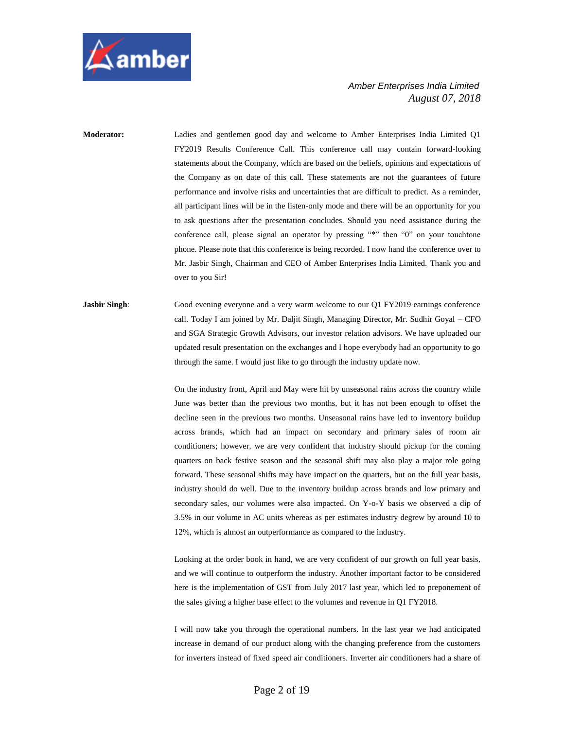**Moderator:** Ladies and gentlemen good day and welcome to Amber Enterprises India Limited Q1 FY2019 Results Conference Call. This conference call may contain forward-looking statements about the Company, which are based on the beliefs, opinions and expectations of the Company as on date of this call. These statements are not the guarantees of future performance and involve risks and uncertainties that are difficult to predict. As a reminder, all participant lines will be in the listen-only mode and there will be an opportunity for you to ask questions after the presentation concludes. Should you need assistance during the conference call, please signal an operator by pressing "*" then "0" on your touchtone phone. Please note that this conference is being recorded. I now hand the conference over to Mr. Jasbir Singh, Chairman and CEO of Amber Enterprises India Limited. Thank you and over to you Sir!

**Jasbir Singh**: Good evening everyone and a very warm welcome to our Q1 FY2019 earnings conference call. Today I am joined by Mr. Daljit Singh, Managing Director, Mr. Sudhir Goyal – CFO and SGA Strategic Growth Advisors, our investor relation advisors. We have uploaded our updated result presentation on the exchanges and I hope everybody had an opportunity to go through the same. I would just like to go through the industry update now.

On the industry front, April and May were hit by unseasonal rains across the country while June was better than the previous two months, but it has not been enough to offset the decline seen in the previous two months. Unseasonal rains have led to inventory buildup across brands, which had an impact on secondary and primary sales of room air conditioners; however, we are very confident that industry should pickup for the coming quarters on back festive season and the seasonal shift may also play a major role going forward. These seasonal shifts may have impact on the quarters, but on the full year basis, industry should do well. Due to the inventory buildup across brands and low primary and secondary sales, our volumes were also impacted. On Y-o-Y basis we observed a dip of 3.5% in our volume in AC units whereas as per estimates industry degrew by around 10 to 12%, which is almost an outperformance as compared to the industry.

Looking at the order book in hand, we are very confident of our growth on full year basis, and we will continue to outperform the industry. Another important factor to be considered here is the implementation of GST from July 2017 last year, which led to preponement of the sales giving a higher base effect to the volumes and revenue in Q1 FY2018.

I will now take you through the operational numbers. In the last year we had anticipated increase in demand of our product along with the changing preference from the customers for inverters instead of fixed speed air conditioners. Inverter air conditioners had a share of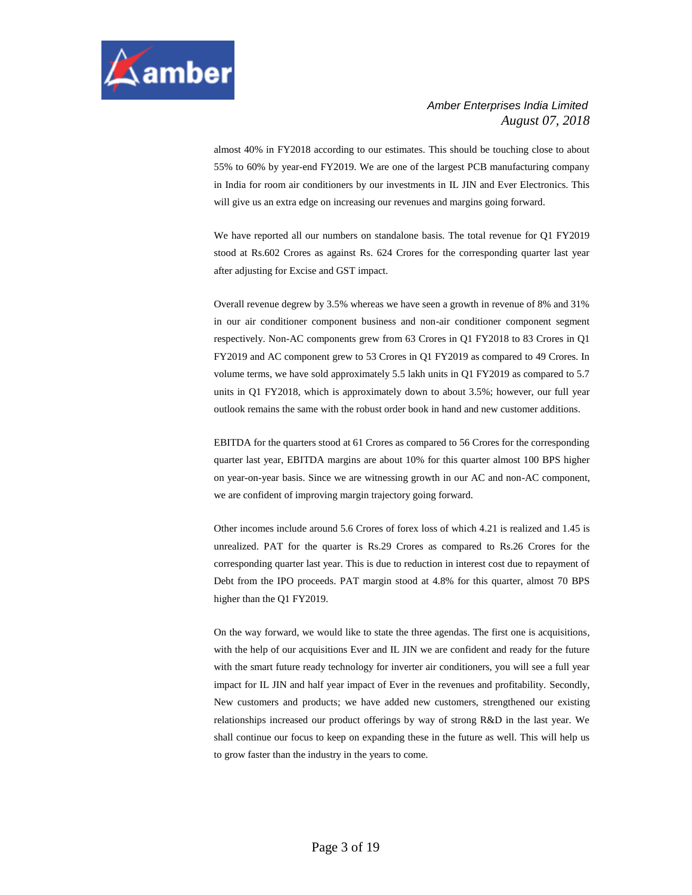almost 40% in FY2018 according to our estimates. This should be touching close to about 55% to 60% by year-end FY2019. We are one of the largest PCB manufacturing company in India for room air conditioners by our investments in IL JIN and Ever Electronics. This will give us an extra edge on increasing our revenues and margins going forward.

We have reported all our numbers on standalone basis. The total revenue for Q1 FY2019 stood at Rs.602 Crores as against Rs. 624 Crores for the corresponding quarter last year after adjusting for Excise and GST impact.

Overall revenue degrew by 3.5% whereas we have seen a growth in revenue of 8% and 31% in our air conditioner component business and non-air conditioner component segment respectively. Non-AC components grew from 63 Crores in Q1 FY2018 to 83 Crores in Q1 FY2019 and AC component grew to 53 Crores in Q1 FY2019 as compared to 49 Crores. In volume terms, we have sold approximately 5.5 lakh units in Q1 FY2019 as compared to 5.7 units in Q1 FY2018, which is approximately down to about 3.5%; however, our full year outlook remains the same with the robust order book in hand and new customer additions.

EBITDA for the quarters stood at 61 Crores as compared to 56 Crores for the corresponding quarter last year, EBITDA margins are about 10% for this quarter almost 100 BPS higher on year-on-year basis. Since we are witnessing growth in our AC and non-AC component, we are confident of improving margin trajectory going forward.

Other incomes include around 5.6 Crores of forex loss of which 4.21 is realized and 1.45 is unrealized. PAT for the quarter is Rs.29 Crores as compared to Rs.26 Crores for the corresponding quarter last year. This is due to reduction in interest cost due to repayment of Debt from the IPO proceeds. PAT margin stood at 4.8% for this quarter, almost 70 BPS higher than the Q1 FY2019.

On the way forward, we would like to state the three agendas. The first one is acquisitions, with the help of our acquisitions Ever and IL JIN we are confident and ready for the future with the smart future ready technology for inverter air conditioners, you will see a full year impact for IL JIN and half year impact of Ever in the revenues and profitability. Secondly, New customers and products; we have added new customers, strengthened our existing relationships increased our product offerings by way of strong R&D in the last year. We shall continue our focus to keep on expanding these in the future as well. This will help us to grow faster than the industry in the years to come.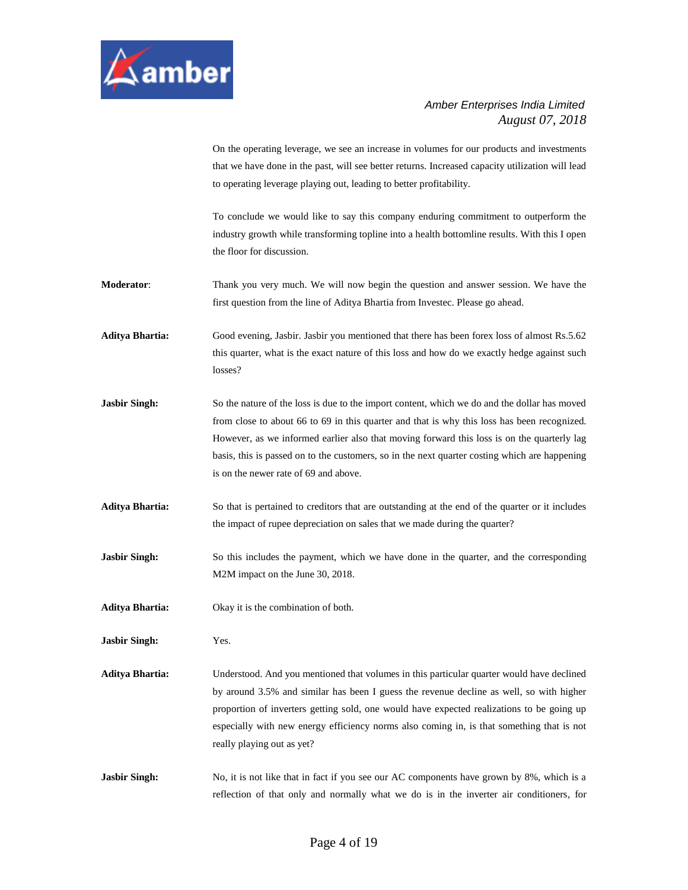On the operating leverage, we see an increase in volumes for our products and investments that we have done in the past, will see better returns. Increased capacity utilization will lead to operating leverage playing out, leading to better profitability.

To conclude we would like to say this company enduring commitment to outperform the industry growth while transforming topline into a health bottomline results. With this I open the floor for discussion.

**Moderator**: Thank you very much. We will now begin the question and answer session. We have the first question from the line of Aditya Bhartia from Investec. Please go ahead.

**Aditya Bhartia:** Good evening, Jasbir. Jasbir you mentioned that there has been forex loss of almost Rs.5.62 this quarter, what is the exact nature of this loss and how do we exactly hedge against such losses?

**Jasbir Singh:** So the nature of the loss is due to the import content, which we do and the dollar has moved from close to about 66 to 69 in this quarter and that is why this loss has been recognized. However, as we informed earlier also that moving forward this loss is on the quarterly lag basis, this is passed on to the customers, so in the next quarter costing which are happening is on the newer rate of 69 and above.

**Aditya Bhartia:** So that is pertained to creditors that are outstanding at the end of the quarter or it includes the impact of rupee depreciation on sales that we made during the quarter?

**Jasbir Singh:** So this includes the payment, which we have done in the quarter, and the corresponding M2M impact on the June 30, 2018.

**Aditya Bhartia:** Okay it is the combination of both.

**Jasbir Singh:** Yes.

**Aditya Bhartia:** Understood. And you mentioned that volumes in this particular quarter would have declined by around 3.5% and similar has been I guess the revenue decline as well, so with higher proportion of inverters getting sold, one would have expected realizations to be going up especially with new energy efficiency norms also coming in, is that something that is not really playing out as yet?

**Jasbir Singh:** No, it is not like that in fact if you see our AC components have grown by 8%, which is a reflection of that only and normally what we do is in the inverter air conditioners, for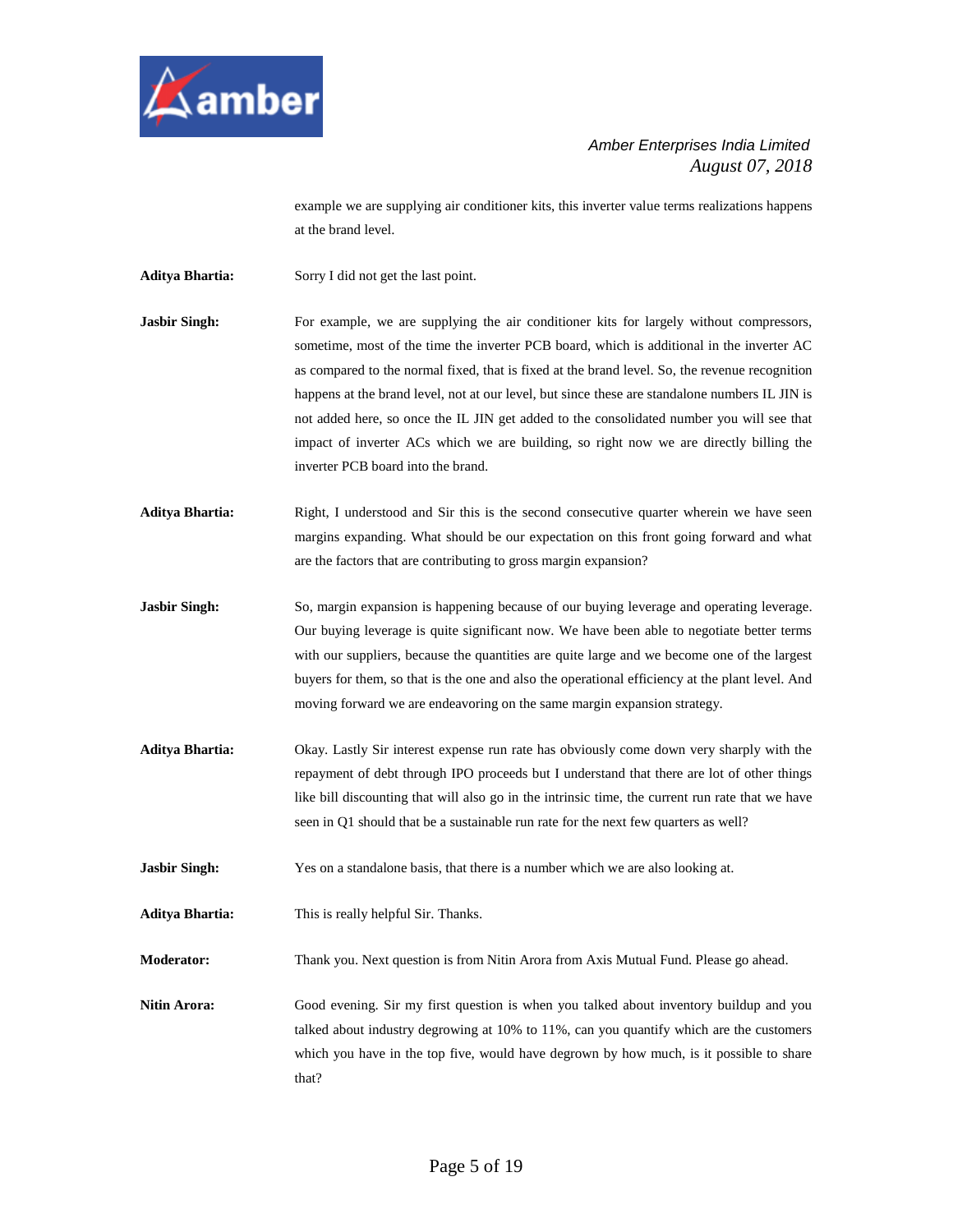example we are supplying air conditioner kits, this inverter value terms realizations happens at the brand level.

**Aditya Bhartia:** Sorry I did not get the last point.

**Jasbir Singh:** For example, we are supplying the air conditioner kits for largely without compressors, sometime, most of the time the inverter PCB board, which is additional in the inverter AC as compared to the normal fixed, that is fixed at the brand level. So, the revenue recognition happens at the brand level, not at our level, but since these are standalone numbers IL JIN is not added here, so once the IL JIN get added to the consolidated number you will see that impact of inverter ACs which we are building, so right now we are directly billing the inverter PCB board into the brand.

**Aditya Bhartia:** Right, I understood and Sir this is the second consecutive quarter wherein we have seen margins expanding. What should be our expectation on this front going forward and what are the factors that are contributing to gross margin expansion?

**Jasbir Singh:** So, margin expansion is happening because of our buying leverage and operating leverage. Our buying leverage is quite significant now. We have been able to negotiate better terms with our suppliers, because the quantities are quite large and we become one of the largest buyers for them, so that is the one and also the operational efficiency at the plant level. And moving forward we are endeavoring on the same margin expansion strategy.

**Aditya Bhartia:** Okay. Lastly Sir interest expense run rate has obviously come down very sharply with the repayment of debt through IPO proceeds but I understand that there are lot of other things like bill discounting that will also go in the intrinsic time, the current run rate that we have seen in Q1 should that be a sustainable run rate for the next few quarters as well?

**Jasbir Singh:** Yes on a standalone basis, that there is a number which we are also looking at.

**Aditya Bhartia:** This is really helpful Sir. Thanks.

**Moderator:** Thank you. Next question is from Nitin Arora from Axis Mutual Fund. Please go ahead.

**Nitin Arora:** Good evening. Sir my first question is when you talked about inventory buildup and you talked about industry degrowing at 10% to 11%, can you quantify which are the customers which you have in the top five, would have degrown by how much, is it possible to share that?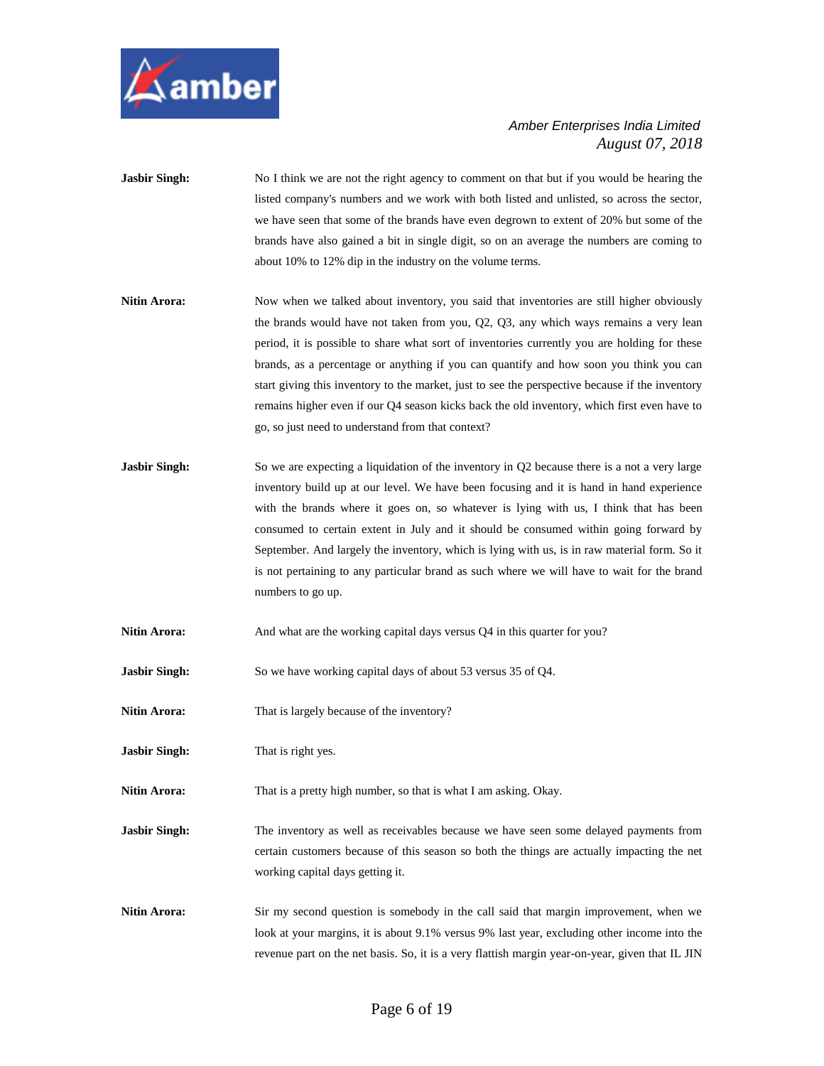**Jasbir Singh:** No I think we are not the right agency to comment on that but if you would be hearing the listed company's numbers and we work with both listed and unlisted, so across the sector, we have seen that some of the brands have even degrown to extent of 20% but some of the brands have also gained a bit in single digit, so on an average the numbers are coming to about 10% to 12% dip in the industry on the volume terms.

**Nitin Arora:** Now when we talked about inventory, you said that inventories are still higher obviously the brands would have not taken from you, Q2, Q3, any which ways remains a very lean period, it is possible to share what sort of inventories currently you are holding for these brands, as a percentage or anything if you can quantify and how soon you think you can start giving this inventory to the market, just to see the perspective because if the inventory remains higher even if our Q4 season kicks back the old inventory, which first even have to go, so just need to understand from that context?

**Jasbir Singh:** So we are expecting a liquidation of the inventory in Q2 because there is a not a very large inventory build up at our level. We have been focusing and it is hand in hand experience with the brands where it goes on, so whatever is lying with us, I think that has been consumed to certain extent in July and it should be consumed within going forward by September. And largely the inventory, which is lying with us, is in raw material form. So it is not pertaining to any particular brand as such where we will have to wait for the brand numbers to go up.

**Nitin Arora:** And what are the working capital days versus Q4 in this quarter for you?

**Jasbir Singh:** So we have working capital days of about 53 versus 35 of Q4.

**Nitin Arora:** That is largely because of the inventory?

**Jasbir Singh:** That is right yes.

**Nitin Arora:** That is a pretty high number, so that is what I am asking. Okay.

**Jasbir Singh:** The inventory as well as receivables because we have seen some delayed payments from certain customers because of this season so both the things are actually impacting the net working capital days getting it.

**Nitin Arora:** Sir my second question is somebody in the call said that margin improvement, when we look at your margins, it is about 9.1% versus 9% last year, excluding other income into the revenue part on the net basis. So, it is a very flattish margin year-on-year, given that IL JIN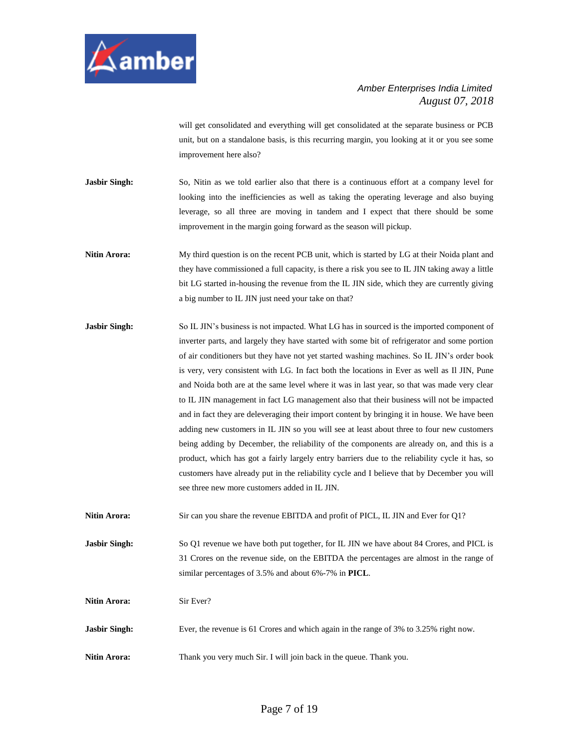will get consolidated and everything will get consolidated at the separate business or PCB unit, but on a standalone basis, is this recurring margin, you looking at it or you see some improvement here also?

**Jasbir Singh:** So, Nitin as we told earlier also that there is a continuous effort at a company level for looking into the inefficiencies as well as taking the operating leverage and also buying leverage, so all three are moving in tandem and I expect that there should be some improvement in the margin going forward as the season will pickup.

**Nitin Arora:** My third question is on the recent PCB unit, which is started by LG at their Noida plant and they have commissioned a full capacity, is there a risk you see to IL JIN taking away a little bit LG started in-housing the revenue from the IL JIN side, which they are currently giving a big number to IL JIN just need your take on that?

**Jasbir Singh:** So IL JIN's business is not impacted. What LG has in sourced is the imported component of inverter parts, and largely they have started with some bit of refrigerator and some portion of air conditioners but they have not yet started washing machines. So IL JIN's order book is very, very consistent with LG. In fact both the locations in Ever as well as Il JIN, Pune and Noida both are at the same level where it was in last year, so that was made very clear to IL JIN management in fact LG management also that their business will not be impacted and in fact they are deleveraging their import content by bringing it in house. We have been adding new customers in IL JIN so you will see at least about three to four new customers being adding by December, the reliability of the components are already on, and this is a product, which has got a fairly largely entry barriers due to the reliability cycle it has, so customers have already put in the reliability cycle and I believe that by December you will see three new more customers added in IL JIN.

**Nitin Arora:** Sir can you share the revenue EBITDA and profit of PICL, IL JIN and Ever for Q1?

**Jasbir Singh:** So Q1 revenue we have both put together, for IL JIN we have about 84 Crores, and PICL is 31 Crores on the revenue side, on the EBITDA the percentages are almost in the range of similar percentages of 3.5% and about 6%-7% in **PICL**.

**Nitin Arora:** Sir Ever?

**Jasbir Singh:** Ever, the revenue is 61 Crores and which again in the range of 3% to 3.25% right now.

**Nitin Arora:** Thank you very much Sir. I will join back in the queue. Thank you.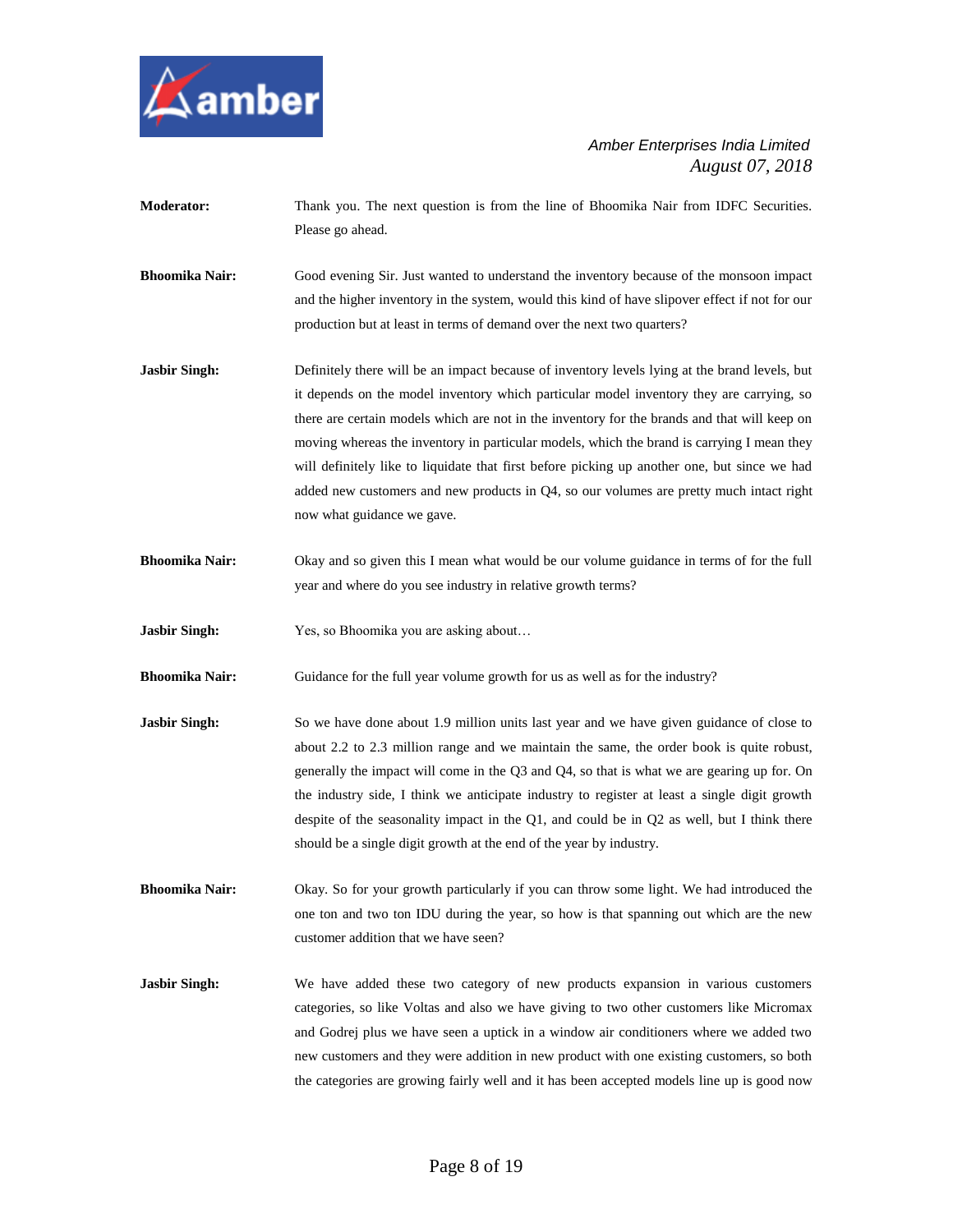**Moderator:** Thank you. The next question is from the line of Bhoomika Nair from IDFC Securities. Please go ahead.

**Bhoomika Nair:** Good evening Sir. Just wanted to understand the inventory because of the monsoon impact and the higher inventory in the system, would this kind of have slipover effect if not for our production but at least in terms of demand over the next two quarters?

**Jasbir Singh:** Definitely there will be an impact because of inventory levels lying at the brand levels, but it depends on the model inventory which particular model inventory they are carrying, so there are certain models which are not in the inventory for the brands and that will keep on moving whereas the inventory in particular models, which the brand is carrying I mean they will definitely like to liquidate that first before picking up another one, but since we had added new customers and new products in Q4, so our volumes are pretty much intact right now what guidance we gave.

**Bhoomika Nair:** Okay and so given this I mean what would be our volume guidance in terms of for the full year and where do you see industry in relative growth terms?

**Jasbir Singh:** Yes, so Bhoomika you are asking about…

**Bhoomika Nair:** Guidance for the full year volume growth for us as well as for the industry?

**Jasbir Singh:** So we have done about 1.9 million units last year and we have given guidance of close to about 2.2 to 2.3 million range and we maintain the same, the order book is quite robust, generally the impact will come in the Q3 and Q4, so that is what we are gearing up for. On the industry side, I think we anticipate industry to register at least a single digit growth despite of the seasonality impact in the Q1, and could be in Q2 as well, but I think there should be a single digit growth at the end of the year by industry.

**Bhoomika Nair:** Okay. So for your growth particularly if you can throw some light. We had introduced the one ton and two ton IDU during the year, so how is that spanning out which are the new customer addition that we have seen?

**Jasbir Singh:** We have added these two category of new products expansion in various customers categories, so like Voltas and also we have giving to two other customers like Micromax and Godrej plus we have seen a uptick in a window air conditioners where we added two new customers and they were addition in new product with one existing customers, so both the categories are growing fairly well and it has been accepted models line up is good now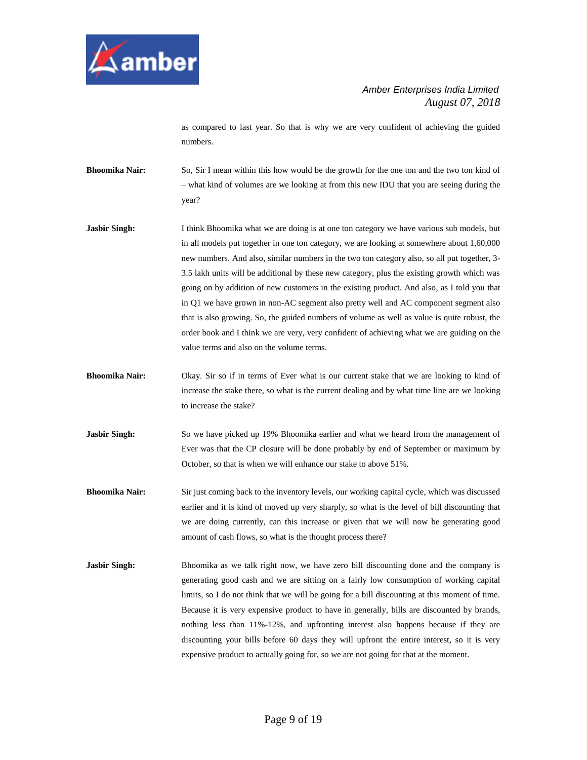as compared to last year. So that is why we are very confident of achieving the guided numbers.

**Bhoomika Nair:** So, Sir I mean within this how would be the growth for the one ton and the two ton kind of – what kind of volumes are we looking at from this new IDU that you are seeing during the year?

**Jasbir Singh:** I think Bhoomika what we are doing is at one ton category we have various sub models, but in all models put together in one ton category, we are looking at somewhere about 1,60,000 new numbers. And also, similar numbers in the two ton category also, so all put together, 3-3.5 lakh units will be additional by these new category, plus the existing growth which was going on by addition of new customers in the existing product. And also, as I told you that in Q1 we have grown in non-AC segment also pretty well and AC component segment also that is also growing. So, the guided numbers of volume as well as value is quite robust, the order book and I think we are very, very confident of achieving what we are guiding on the value terms and also on the volume terms.

**Bhoomika Nair:** Okay. Sir so if in terms of Ever what is our current stake that we are looking to kind of increase the stake there, so what is the current dealing and by what time line are we looking to increase the stake?

**Jasbir Singh:** So we have picked up 19% Bhoomika earlier and what we heard from the management of Ever was that the CP closure will be done probably by end of September or maximum by October, so that is when we will enhance our stake to above 51%.

**Bhoomika Nair:** Sir just coming back to the inventory levels, our working capital cycle, which was discussed earlier and it is kind of moved up very sharply, so what is the level of bill discounting that we are doing currently, can this increase or given that we will now be generating good amount of cash flows, so what is the thought process there?

**Jasbir Singh:** Bhoomika as we talk right now, we have zero bill discounting done and the company is generating good cash and we are sitting on a fairly low consumption of working capital limits, so I do not think that we will be going for a bill discounting at this moment of time. Because it is very expensive product to have in generally, bills are discounted by brands, nothing less than 11%-12%, and upfronting interest also happens because if they are discounting your bills before 60 days they will upfront the entire interest, so it is very expensive product to actually going for, so we are not going for that at the moment.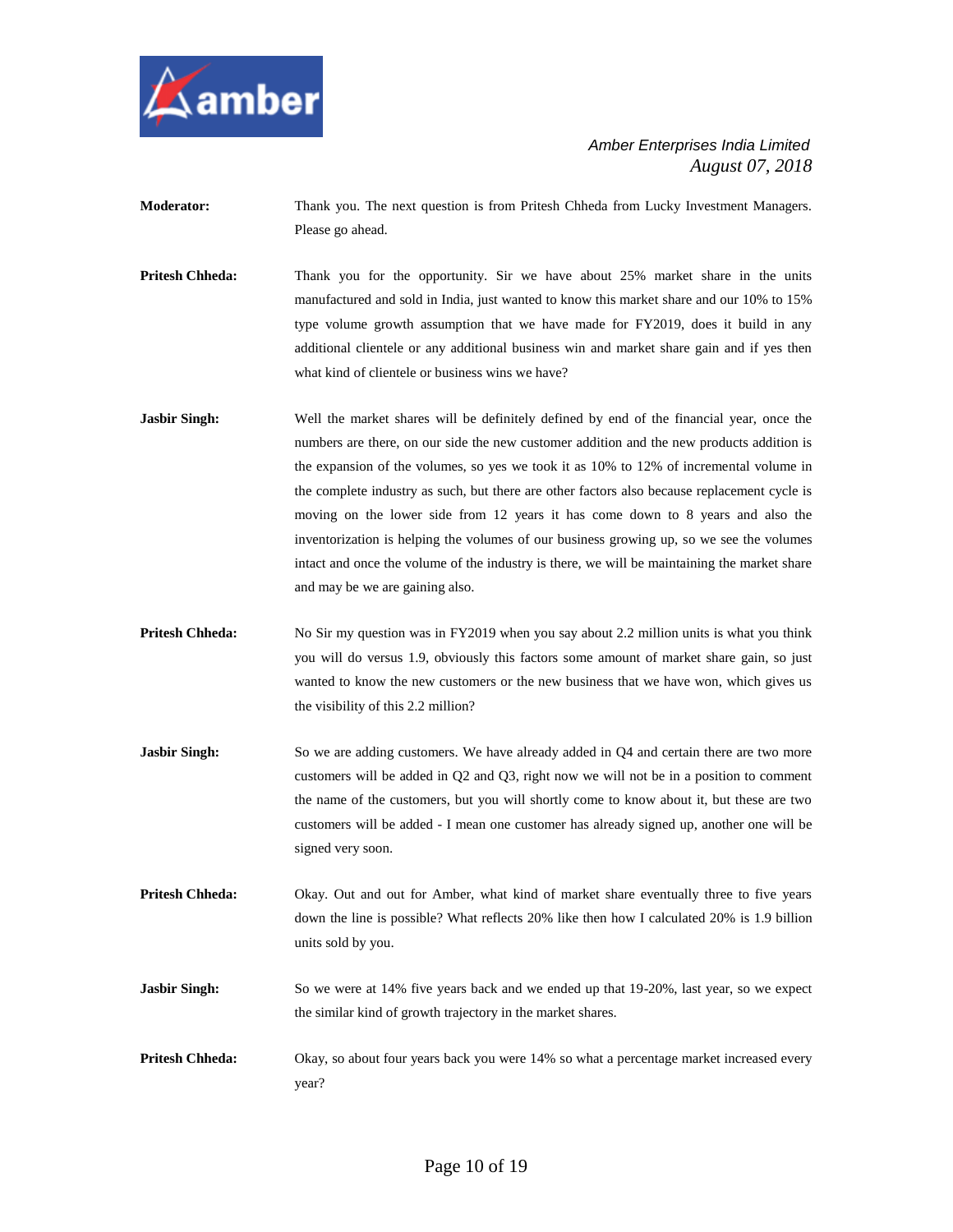**Moderator:** Thank you. The next question is from Pritesh Chheda from Lucky Investment Managers. Please go ahead.

**Pritesh Chheda:** Thank you for the opportunity. Sir we have about 25% market share in the units manufactured and sold in India, just wanted to know this market share and our 10% to 15% type volume growth assumption that we have made for FY2019, does it build in any additional clientele or any additional business win and market share gain and if yes then what kind of clientele or business wins we have?

**Jasbir Singh:** Well the market shares will be definitely defined by end of the financial year, once the numbers are there, on our side the new customer addition and the new products addition is the expansion of the volumes, so yes we took it as 10% to 12% of incremental volume in the complete industry as such, but there are other factors also because replacement cycle is moving on the lower side from 12 years it has come down to 8 years and also the inventorization is helping the volumes of our business growing up, so we see the volumes intact and once the volume of the industry is there, we will be maintaining the market share and may be we are gaining also.

**Pritesh Chheda:** No Sir my question was in FY2019 when you say about 2.2 million units is what you think you will do versus 1.9, obviously this factors some amount of market share gain, so just wanted to know the new customers or the new business that we have won, which gives us the visibility of this 2.2 million?

**Jasbir Singh:** So we are adding customers. We have already added in Q4 and certain there are two more customers will be added in Q2 and Q3, right now we will not be in a position to comment the name of the customers, but you will shortly come to know about it, but these are two customers will be added - I mean one customer has already signed up, another one will be signed very soon.

**Pritesh Chheda:** Okay. Out and out for Amber, what kind of market share eventually three to five years down the line is possible? What reflects 20% like then how I calculated 20% is 1.9 billion units sold by you.

**Jasbir Singh:** So we were at 14% five years back and we ended up that 19-20%, last year, so we expect the similar kind of growth trajectory in the market shares.

**Pritesh Chheda:** Okay, so about four years back you were 14% so what a percentage market increased every year?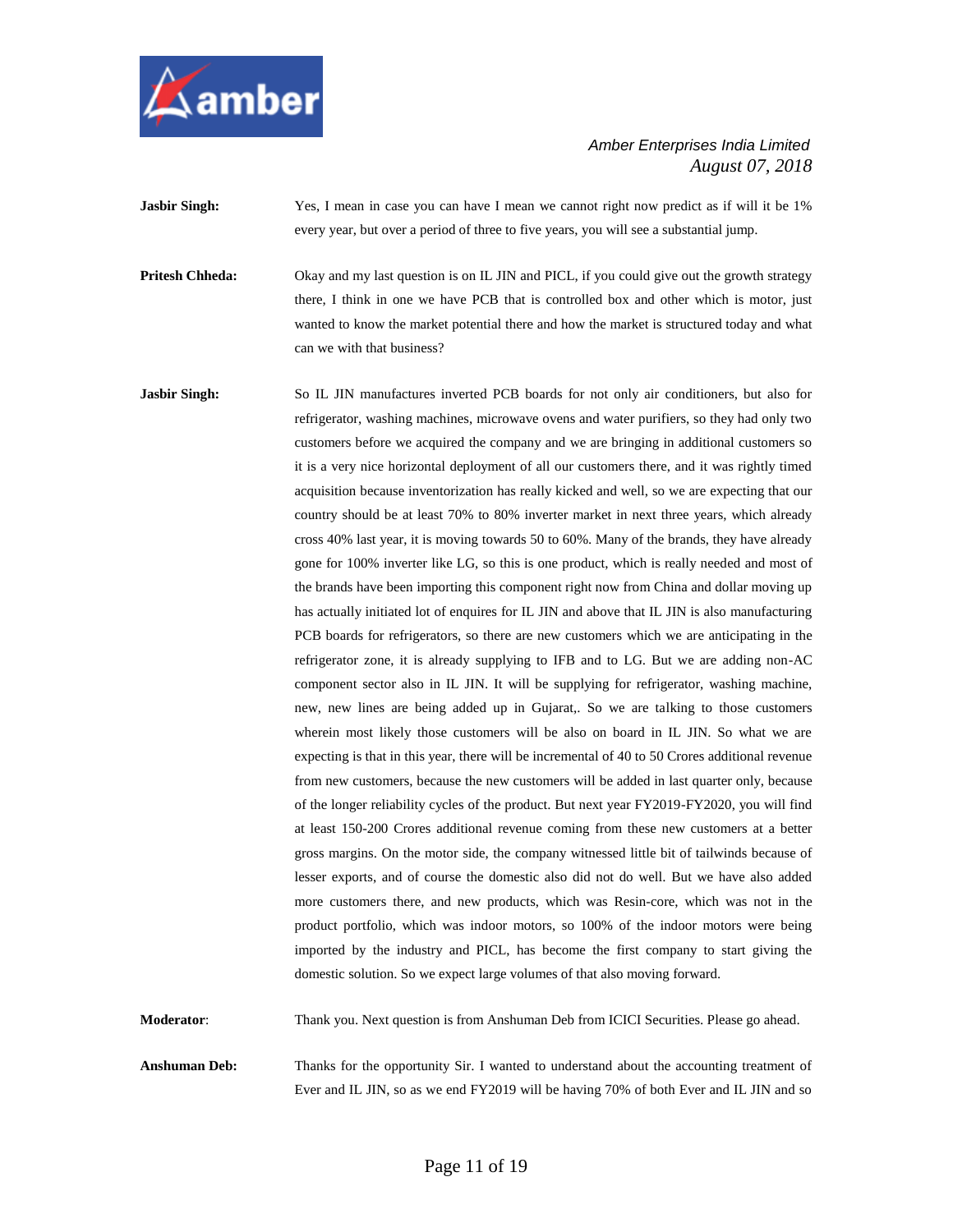**Jasbir Singh:** Yes, I mean in case you can have I mean we cannot right now predict as if will it be 1% every year, but over a period of three to five years, you will see a substantial jump.

**Pritesh Chheda:** Okay and my last question is on IL JIN and PICL, if you could give out the growth strategy there, I think in one we have PCB that is controlled box and other which is motor, just wanted to know the market potential there and how the market is structured today and what can we with that business?

**Jasbir Singh:** So IL JIN manufactures inverted PCB boards for not only air conditioners, but also for refrigerator, washing machines, microwave ovens and water purifiers, so they had only two customers before we acquired the company and we are bringing in additional customers so it is a very nice horizontal deployment of all our customers there, and it was rightly timed acquisition because inventorization has really kicked and well, so we are expecting that our country should be at least 70% to 80% inverter market in next three years, which already cross 40% last year, it is moving towards 50 to 60%. Many of the brands, they have already gone for 100% inverter like LG, so this is one product, which is really needed and most of the brands have been importing this component right now from China and dollar moving up has actually initiated lot of enquires for IL JIN and above that IL JIN is also manufacturing PCB boards for refrigerators, so there are new customers which we are anticipating in the refrigerator zone, it is already supplying to IFB and to LG. But we are adding non-AC component sector also in IL JIN. It will be supplying for refrigerator, washing machine, new, new lines are being added up in Gujarat,. So we are talking to those customers wherein most likely those customers will be also on board in IL JIN. So what we are expecting is that in this year, there will be incremental of 40 to 50 Crores additional revenue from new customers, because the new customers will be added in last quarter only, because of the longer reliability cycles of the product. But next year FY2019-FY2020, you will find at least 150-200 Crores additional revenue coming from these new customers at a better gross margins. On the motor side, the company witnessed little bit of tailwinds because of lesser exports, and of course the domestic also did not do well. But we have also added more customers there, and new products, which was Resin-core, which was not in the product portfolio, which was indoor motors, so 100% of the indoor motors were being imported by the industry and PICL, has become the first company to start giving the domestic solution. So we expect large volumes of that also moving forward.

**Moderator**: Thank you. Next question is from Anshuman Deb from ICICI Securities. Please go ahead.

**Anshuman Deb:** Thanks for the opportunity Sir. I wanted to understand about the accounting treatment of Ever and IL JIN, so as we end FY2019 will be having 70% of both Ever and IL JIN and so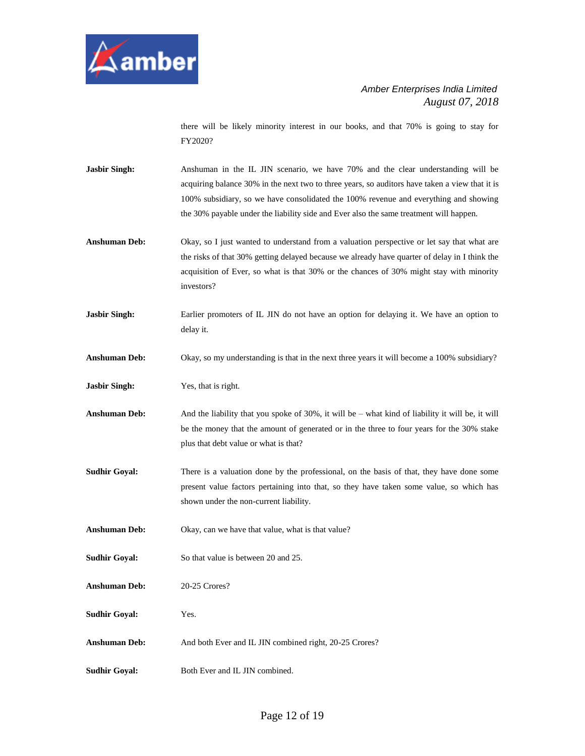there will be likely minority interest in our books, and that 70% is going to stay for FY2020?

**Jasbir Singh:** Anshuman in the IL JIN scenario, we have 70% and the clear understanding will be acquiring balance 30% in the next two to three years, so auditors have taken a view that it is 100% subsidiary, so we have consolidated the 100% revenue and everything and showing the 30% payable under the liability side and Ever also the same treatment will happen.

**Anshuman Deb:** Okay, so I just wanted to understand from a valuation perspective or let say that what are the risks of that 30% getting delayed because we already have quarter of delay in I think the acquisition of Ever, so what is that 30% or the chances of 30% might stay with minority investors?

**Jasbir Singh:** Earlier promoters of IL JIN do not have an option for delaying it. We have an option to delay it.

**Anshuman Deb:** Okay, so my understanding is that in the next three years it will become a 100% subsidiary?

**Jasbir Singh:** Yes, that is right.

**Anshuman Deb:** And the liability that you spoke of 30%, it will be – what kind of liability it will be, it will be the money that the amount of generated or in the three to four years for the 30% stake plus that debt value or what is that?

**Sudhir Goyal:** There is a valuation done by the professional, on the basis of that, they have done some present value factors pertaining into that, so they have taken some value, so which has shown under the non-current liability.

**Anshuman Deb:** Okay, can we have that value, what is that value?

**Sudhir Goyal:** So that value is between 20 and 25.

**Anshuman Deb:** 20-25 Crores?

**Sudhir Goyal:** Yes.

**Anshuman Deb:** And both Ever and IL JIN combined right, 20-25 Crores?

**Sudhir Goyal:** Both Ever and IL JIN combined.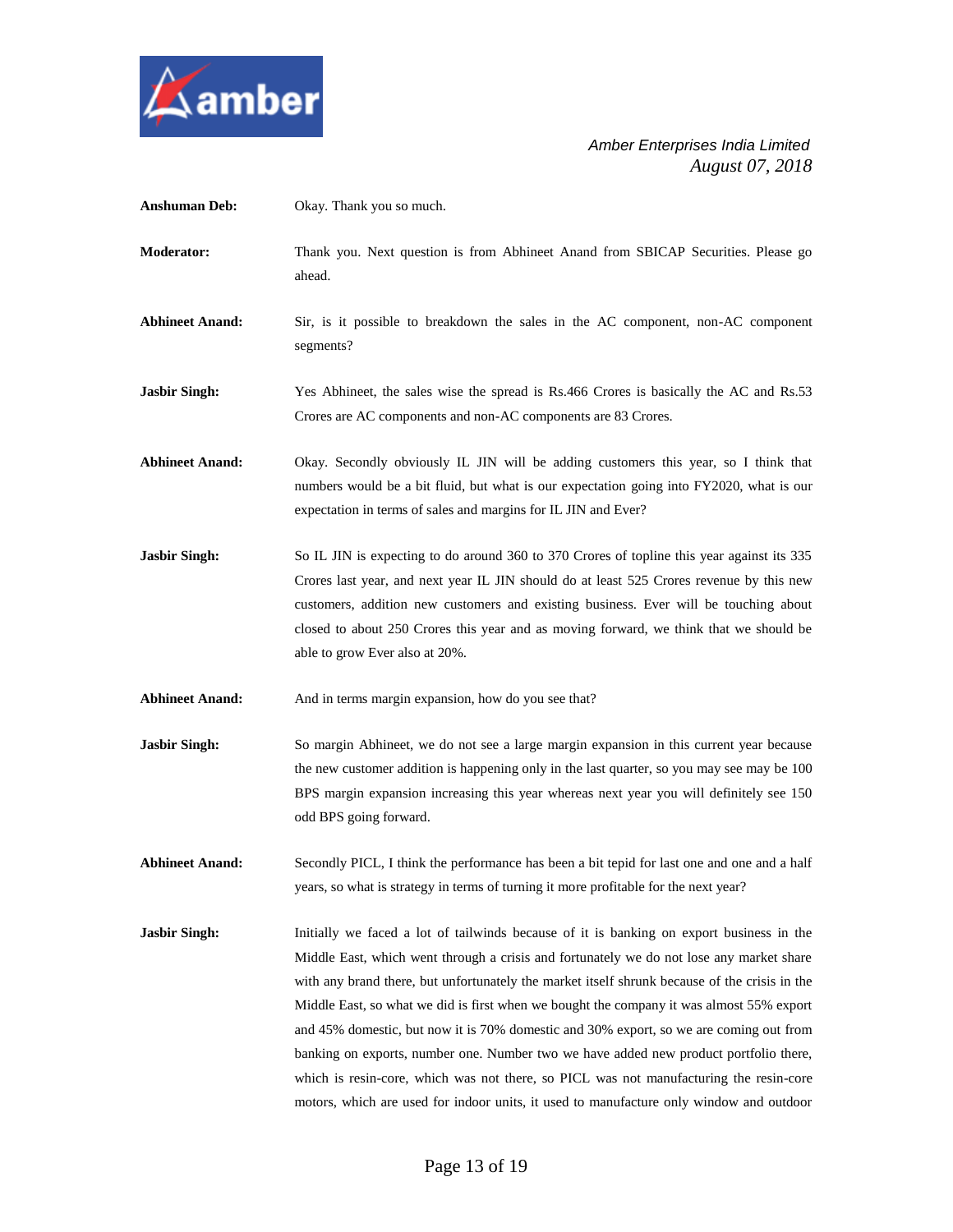**Anshuman Deb:** Okay. Thank you so much.

**Moderator:** Thank you. Next question is from Abhineet Anand from SBICAP Securities. Please go ahead.

**Abhineet Anand:** Sir, is it possible to breakdown the sales in the AC component, non-AC component segments?

**Jasbir Singh:** Yes Abhineet, the sales wise the spread is Rs.466 Crores is basically the AC and Rs.53 Crores are AC components and non-AC components are 83 Crores.

**Abhineet Anand:** Okay. Secondly obviously IL JIN will be adding customers this year, so I think that numbers would be a bit fluid, but what is our expectation going into FY2020, what is our expectation in terms of sales and margins for IL JIN and Ever?

**Jasbir Singh:** So IL JIN is expecting to do around 360 to 370 Crores of topline this year against its 335 Crores last year, and next year IL JIN should do at least 525 Crores revenue by this new customers, addition new customers and existing business. Ever will be touching about closed to about 250 Crores this year and as moving forward, we think that we should be able to grow Ever also at 20%.

**Abhineet Anand:** And in terms margin expansion, how do you see that?

**Jasbir Singh:** So margin Abhineet, we do not see a large margin expansion in this current year because the new customer addition is happening only in the last quarter, so you may see may be 100 BPS margin expansion increasing this year whereas next year you will definitely see 150 odd BPS going forward.

**Abhineet Anand:** Secondly PICL, I think the performance has been a bit tepid for last one and one and a half years, so what is strategy in terms of turning it more profitable for the next year?

**Jasbir Singh:** Initially we faced a lot of tailwinds because of it is banking on export business in the Middle East, which went through a crisis and fortunately we do not lose any market share with any brand there, but unfortunately the market itself shrunk because of the crisis in the Middle East, so what we did is first when we bought the company it was almost 55% export and 45% domestic, but now it is 70% domestic and 30% export, so we are coming out from banking on exports, number one. Number two we have added new product portfolio there, which is resin-core, which was not there, so PICL was not manufacturing the resin-core motors, which are used for indoor units, it used to manufacture only window and outdoor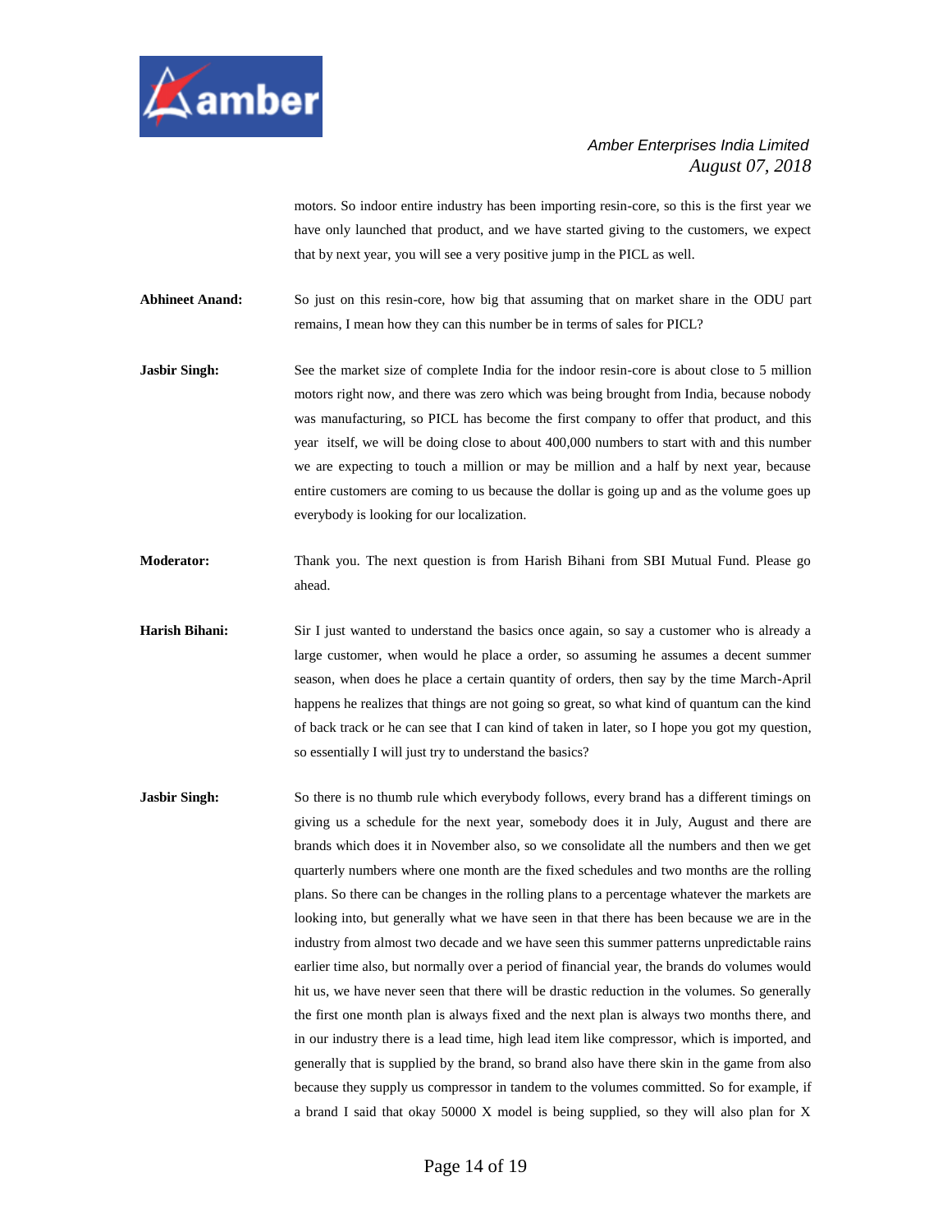motors. So indoor entire industry has been importing resin-core, so this is the first year we have only launched that product, and we have started giving to the customers, we expect that by next year, you will see a very positive jump in the PICL as well.

**Abhineet Anand:** So just on this resin-core, how big that assuming that on market share in the ODU part remains, I mean how they can this number be in terms of sales for PICL?

**Jasbir Singh:** See the market size of complete India for the indoor resin-core is about close to 5 million motors right now, and there was zero which was being brought from India, because nobody was manufacturing, so PICL has become the first company to offer that product, and this year itself, we will be doing close to about 400,000 numbers to start with and this number we are expecting to touch a million or may be million and a half by next year, because entire customers are coming to us because the dollar is going up and as the volume goes up everybody is looking for our localization.

**Moderator:** Thank you. The next question is from Harish Bihani from SBI Mutual Fund. Please go ahead.

**Harish Bihani:** Sir I just wanted to understand the basics once again, so say a customer who is already a large customer, when would he place a order, so assuming he assumes a decent summer season, when does he place a certain quantity of orders, then say by the time March-April happens he realizes that things are not going so great, so what kind of quantum can the kind of back track or he can see that I can kind of taken in later, so I hope you got my question, so essentially I will just try to understand the basics?

**Jasbir Singh:** So there is no thumb rule which everybody follows, every brand has a different timings on giving us a schedule for the next year, somebody does it in July, August and there are brands which does it in November also, so we consolidate all the numbers and then we get quarterly numbers where one month are the fixed schedules and two months are the rolling plans. So there can be changes in the rolling plans to a percentage whatever the markets are looking into, but generally what we have seen in that there has been because we are in the industry from almost two decade and we have seen this summer patterns unpredictable rains earlier time also, but normally over a period of financial year, the brands do volumes would hit us, we have never seen that there will be drastic reduction in the volumes. So generally the first one month plan is always fixed and the next plan is always two months there, and in our industry there is a lead time, high lead item like compressor, which is imported, and generally that is supplied by the brand, so brand also have there skin in the game from also because they supply us compressor in tandem to the volumes committed. So for example, if a brand I said that okay 50000 X model is being supplied, so they will also plan for X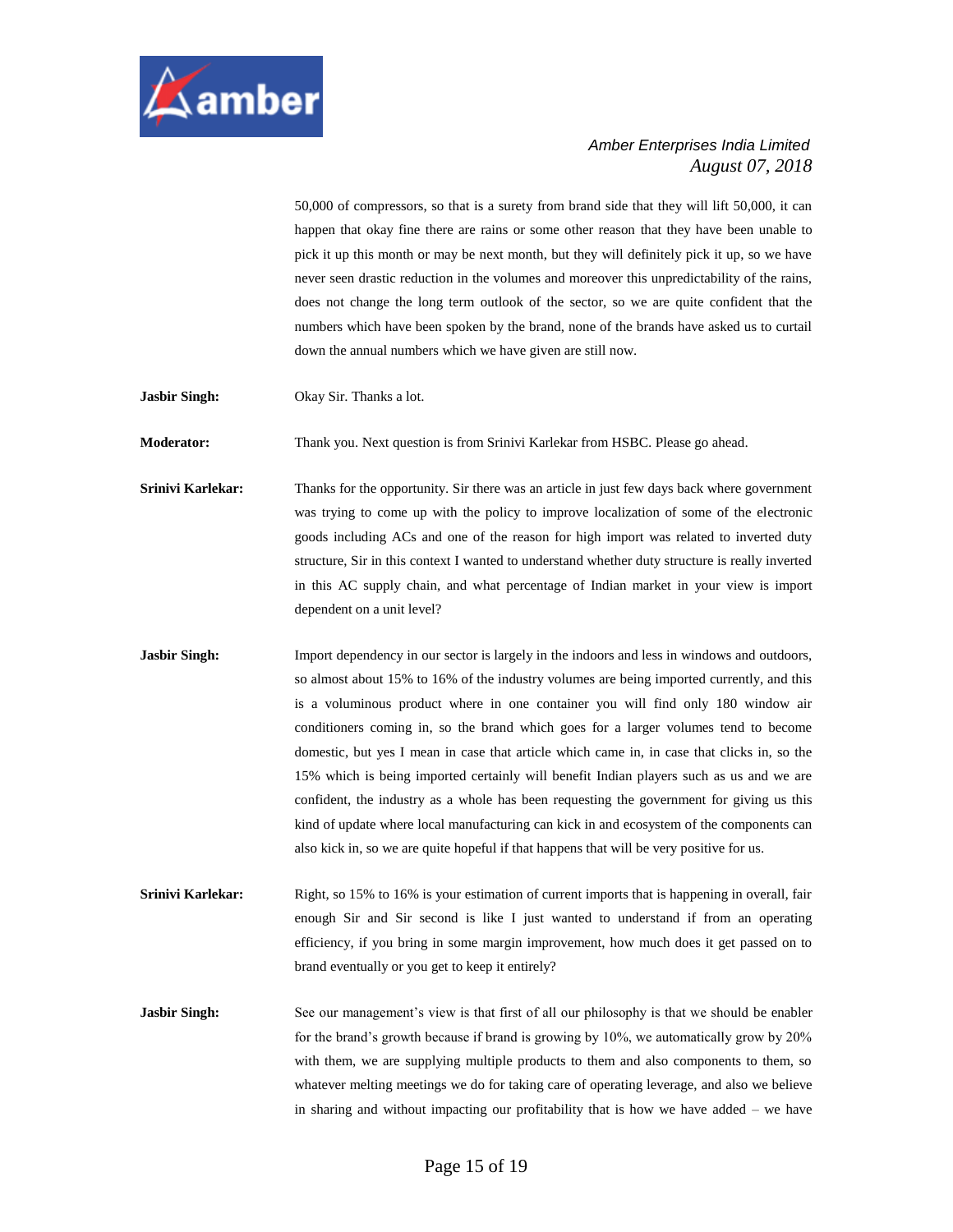50,000 of compressors, so that is a surety from brand side that they will lift 50,000, it can happen that okay fine there are rains or some other reason that they have been unable to pick it up this month or may be next month, but they will definitely pick it up, so we have never seen drastic reduction in the volumes and moreover this unpredictability of the rains, does not change the long term outlook of the sector, so we are quite confident that the numbers which have been spoken by the brand, none of the brands have asked us to curtail down the annual numbers which we have given are still now.

**Jasbir Singh:** Okay Sir. Thanks a lot.

**Moderator:** Thank you. Next question is from Srinivi Karlekar from HSBC. Please go ahead.

**Srinivi Karlekar:** Thanks for the opportunity. Sir there was an article in just few days back where government was trying to come up with the policy to improve localization of some of the electronic goods including ACs and one of the reason for high import was related to inverted duty structure, Sir in this context I wanted to understand whether duty structure is really inverted in this AC supply chain, and what percentage of Indian market in your view is import dependent on a unit level?

**Jasbir Singh:** Import dependency in our sector is largely in the indoors and less in windows and outdoors, so almost about 15% to 16% of the industry volumes are being imported currently, and this is a voluminous product where in one container you will find only 180 window air conditioners coming in, so the brand which goes for a larger volumes tend to become domestic, but yes I mean in case that article which came in, in case that clicks in, so the 15% which is being imported certainly will benefit Indian players such as us and we are confident, the industry as a whole has been requesting the government for giving us this kind of update where local manufacturing can kick in and ecosystem of the components can also kick in, so we are quite hopeful if that happens that will be very positive for us.

**Srinivi Karlekar:** Right, so 15% to 16% is your estimation of current imports that is happening in overall, fair enough Sir and Sir second is like I just wanted to understand if from an operating efficiency, if you bring in some margin improvement, how much does it get passed on to brand eventually or you get to keep it entirely?

**Jasbir Singh:** See our management's view is that first of all our philosophy is that we should be enabler for the brand's growth because if brand is growing by 10%, we automatically grow by 20% with them, we are supplying multiple products to them and also components to them, so whatever melting meetings we do for taking care of operating leverage, and also we believe in sharing and without impacting our profitability that is how we have added – we have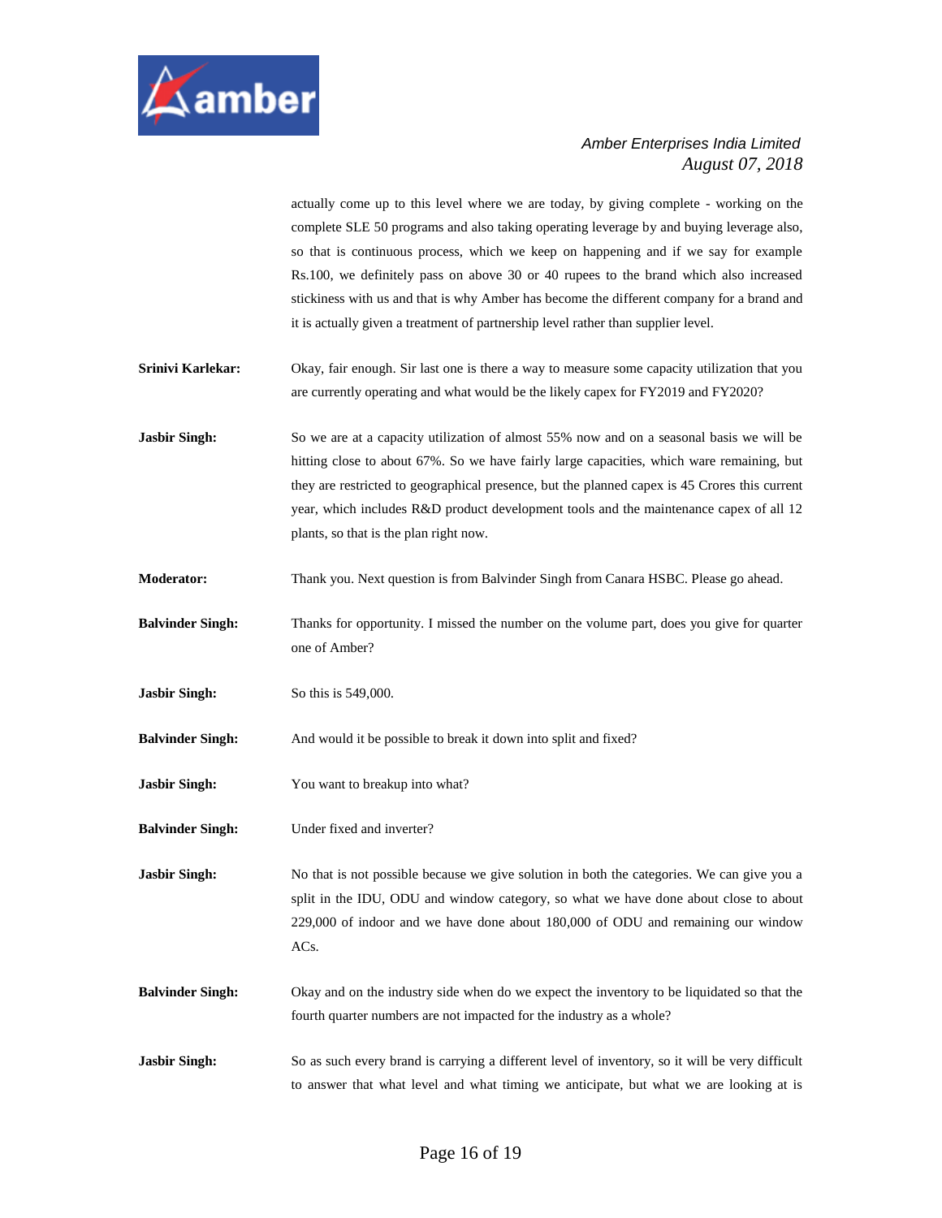actually come up to this level where we are today, by giving complete - working on the complete SLE 50 programs and also taking operating leverage by and buying leverage also, so that is continuous process, which we keep on happening and if we say for example Rs.100, we definitely pass on above 30 or 40 rupees to the brand which also increased stickiness with us and that is why Amber has become the different company for a brand and it is actually given a treatment of partnership level rather than supplier level.

**Srinivi Karlekar:** Okay, fair enough. Sir last one is there a way to measure some capacity utilization that you are currently operating and what would be the likely capex for FY2019 and FY2020?

**Jasbir Singh:** So we are at a capacity utilization of almost 55% now and on a seasonal basis we will be hitting close to about 67%. So we have fairly large capacities, which ware remaining, but they are restricted to geographical presence, but the planned capex is 45 Crores this current year, which includes R&D product development tools and the maintenance capex of all 12 plants, so that is the plan right now.

**Moderator:** Thank you. Next question is from Balvinder Singh from Canara HSBC. Please go ahead.

**Balvinder Singh:** Thanks for opportunity. I missed the number on the volume part, does you give for quarter one of Amber?

**Jasbir Singh:** So this is 549,000.

**Balvinder Singh:** And would it be possible to break it down into split and fixed?

**Jasbir Singh:** You want to breakup into what?

**Balvinder Singh:** Under fixed and inverter?

**Jasbir Singh:** No that is not possible because we give solution in both the categories. We can give you a split in the IDU, ODU and window category, so what we have done about close to about 229,000 of indoor and we have done about 180,000 of ODU and remaining our window ACs.

**Balvinder Singh:** Okay and on the industry side when do we expect the inventory to be liquidated so that the fourth quarter numbers are not impacted for the industry as a whole?

**Jasbir Singh:** So as such every brand is carrying a different level of inventory, so it will be very difficult to answer that what level and what timing we anticipate, but what we are looking at is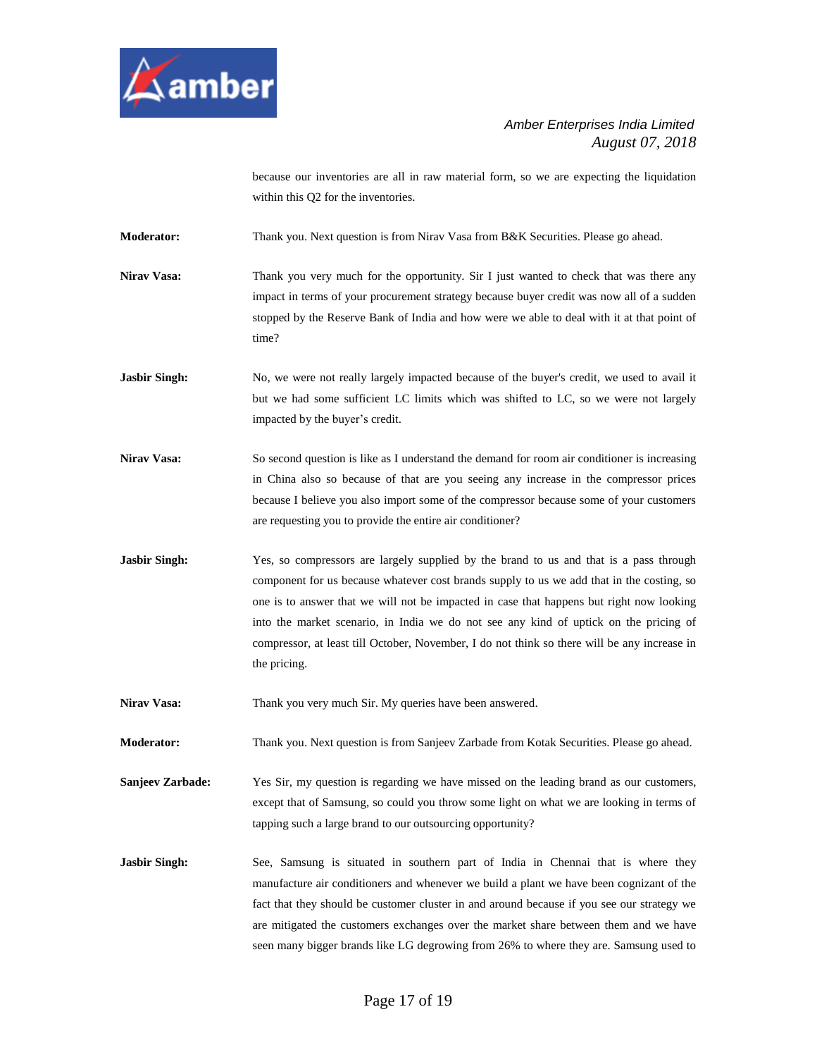because our inventories are all in raw material form, so we are expecting the liquidation within this Q2 for the inventories.

**Moderator:** Thank you. Next question is from Nirav Vasa from B&K Securities. Please go ahead.

**Nirav Vasa:** Thank you very much for the opportunity. Sir I just wanted to check that was there any impact in terms of your procurement strategy because buyer credit was now all of a sudden stopped by the Reserve Bank of India and how were we able to deal with it at that point of time?

**Jasbir Singh:** No, we were not really largely impacted because of the buyer's credit, we used to avail it but we had some sufficient LC limits which was shifted to LC, so we were not largely impacted by the buyer's credit.

**Nirav Vasa:** So second question is like as I understand the demand for room air conditioner is increasing in China also so because of that are you seeing any increase in the compressor prices because I believe you also import some of the compressor because some of your customers are requesting you to provide the entire air conditioner?

**Jasbir Singh:** Yes, so compressors are largely supplied by the brand to us and that is a pass through component for us because whatever cost brands supply to us we add that in the costing, so one is to answer that we will not be impacted in case that happens but right now looking into the market scenario, in India we do not see any kind of uptick on the pricing of compressor, at least till October, November, I do not think so there will be any increase in the pricing.

**Nirav Vasa:** Thank you very much Sir. My queries have been answered.

**Moderator:** Thank you. Next question is from Sanjeev Zarbade from Kotak Securities. Please go ahead.

**Sanjeev Zarbade:** Yes Sir, my question is regarding we have missed on the leading brand as our customers, except that of Samsung, so could you throw some light on what we are looking in terms of tapping such a large brand to our outsourcing opportunity?

**Jasbir Singh:** See, Samsung is situated in southern part of India in Chennai that is where they manufacture air conditioners and whenever we build a plant we have been cognizant of the fact that they should be customer cluster in and around because if you see our strategy we are mitigated the customers exchanges over the market share between them and we have seen many bigger brands like LG degrowing from 26% to where they are. Samsung used to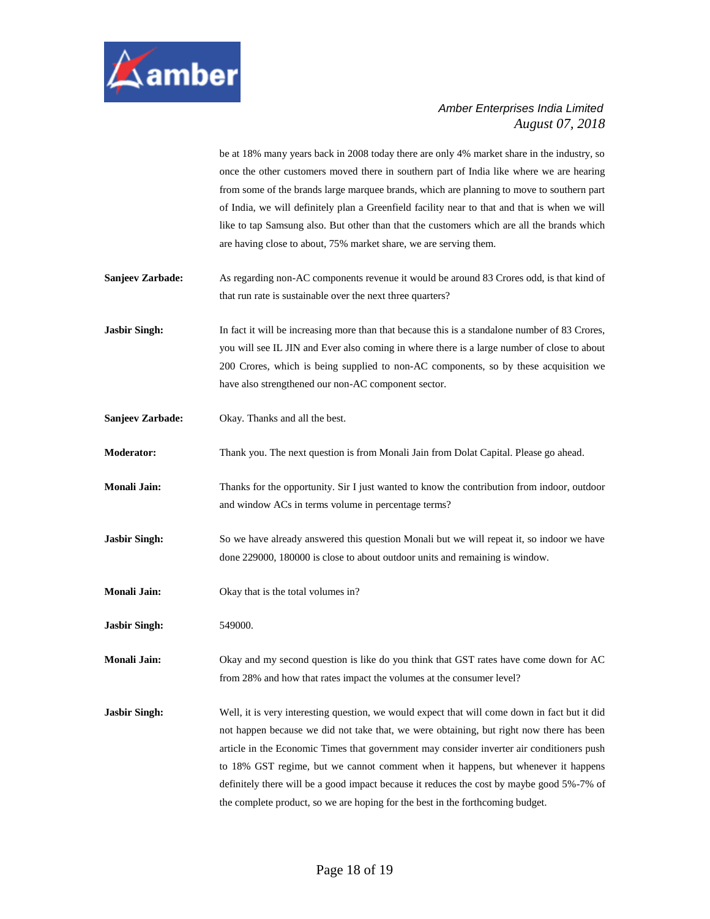be at 18% many years back in 2008 today there are only 4% market share in the industry, so once the other customers moved there in southern part of India like where we are hearing from some of the brands large marquee brands, which are planning to move to southern part of India, we will definitely plan a Greenfield facility near to that and that is when we will like to tap Samsung also. But other than that the customers which are all the brands which are having close to about, 75% market share, we are serving them.

**Sanjeev Zarbade:** As regarding non-AC components revenue it would be around 83 Crores odd, is that kind of that run rate is sustainable over the next three quarters?

**Jasbir Singh:** In fact it will be increasing more than that because this is a standalone number of 83 Crores, you will see IL JIN and Ever also coming in where there is a large number of close to about 200 Crores, which is being supplied to non-AC components, so by these acquisition we have also strengthened our non-AC component sector.

**Sanjeev Zarbade:** Okay. Thanks and all the best.

**Moderator:** Thank you. The next question is from Monali Jain from Dolat Capital. Please go ahead.

**Monali Jain:** Thanks for the opportunity. Sir I just wanted to know the contribution from indoor, outdoor and window ACs in terms volume in percentage terms?

**Jasbir Singh:** So we have already answered this question Monali but we will repeat it, so indoor we have done 229000, 180000 is close to about outdoor units and remaining is window.

**Monali Jain:** Okay that is the total volumes in?

**Jasbir Singh:** 549000.

**Monali Jain:** Okay and my second question is like do you think that GST rates have come down for AC from 28% and how that rates impact the volumes at the consumer level?

**Jasbir Singh:** Well, it is very interesting question, we would expect that will come down in fact but it did not happen because we did not take that, we were obtaining, but right now there has been article in the Economic Times that government may consider inverter air conditioners push to 18% GST regime, but we cannot comment when it happens, but whenever it happens definitely there will be a good impact because it reduces the cost by maybe good 5%-7% of the complete product, so we are hoping for the best in the forthcoming budget.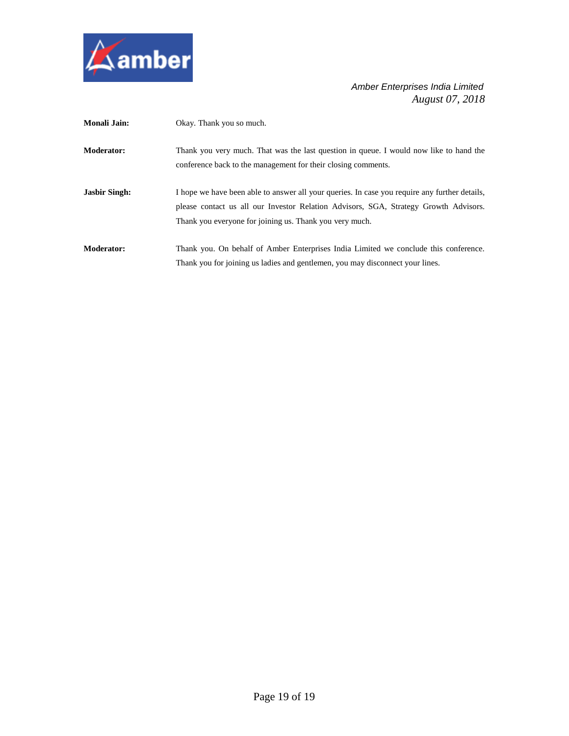**Monali Jain:** Okay. Thank you so much.

**Moderator:** Thank you very much. That was the last question in queue. I would now like to hand the conference back to the management for their closing comments.

**Jasbir Singh:** I hope we have been able to answer all your queries. In case you require any further details, please contact us all our Investor Relation Advisors, SGA, Strategy Growth Advisors. Thank you everyone for joining us. Thank you very much.

**Moderator:** Thank you. On behalf of Amber Enterprises India Limited we conclude this conference. Thank you for joining us ladies and gentlemen, you may disconnect your lines.